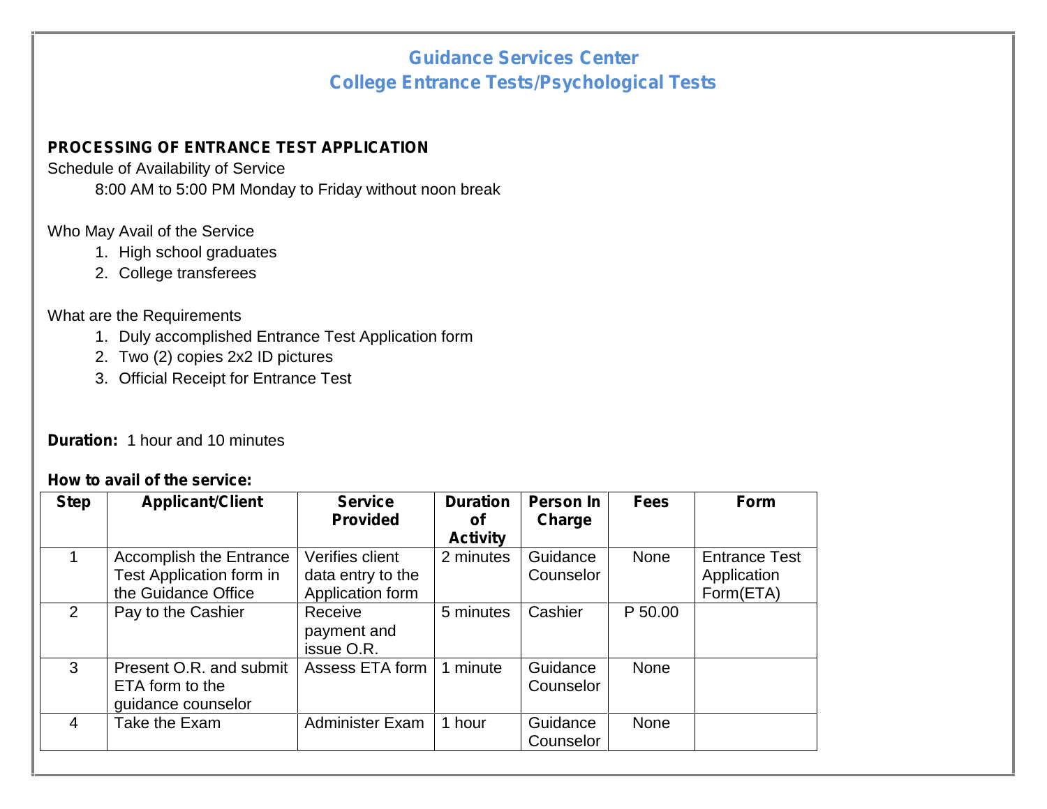# Guidance Services Center
## College Entrance Tests/Psychological Tests

### PROCESSING OF ENTRANCE TEST APPLICATION

Schedule of Availability of Service

8:00 AM to 5:00 PM Monday to Friday without noon break

Who May Avail of the Service

1. High school graduates
2. College transferees

What are the Requirements

1. Duly accomplished Entrance Test Application form
2. Two (2) copies 2x2 ID pictures
3. Official Receipt for Entrance Test

**Duration:** 1 hour and 10 minutes

**How to avail of the service:**

| Step | Applicant/Client | Service Provided | Duration of Activity | Person In Charge | Fees | Form |
|---|---|---|---|---|---|---|
| 1 | Accomplish the Entrance Test Application form in the Guidance Office | Verifies client data entry to the Application form | 2 minutes | Guidance Counselor | None | Entrance Test Application Form(ETA) |
| 2 | Pay to the Cashier | Receive payment and issue O.R. | 5 minutes | Cashier | P 50.00 | |
| 3 | Present O.R. and submit ETA form to the guidance counselor | Assess ETA form | 1 minute | Guidance Counselor | None | |
| 4 | Take the Exam | Administer Exam | 1 hour | Guidance Counselor | None | |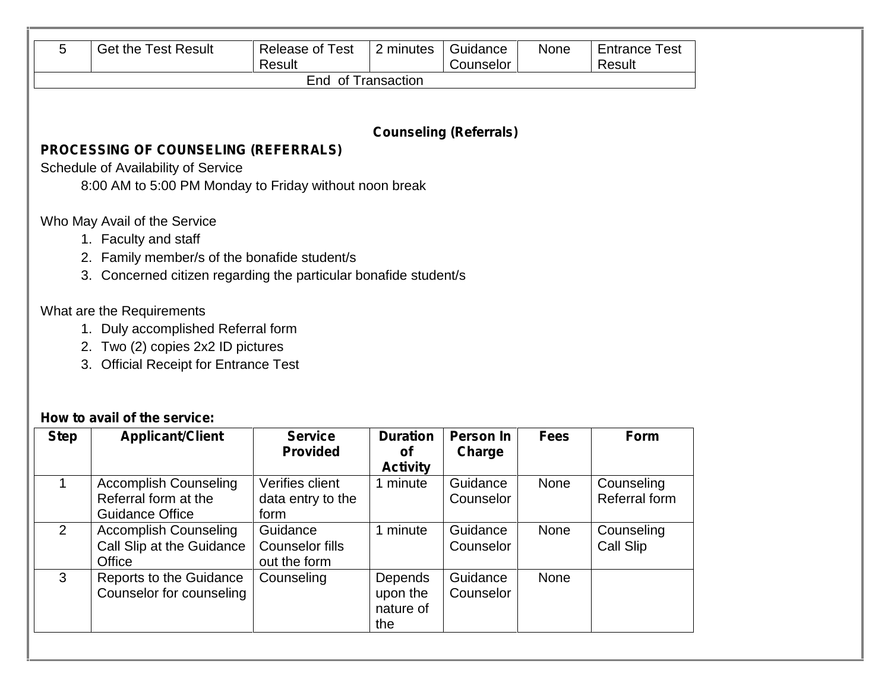| 5 | Get the Test Result | Release of Test Result | 2 minutes | Guidance Counselor | None | Entrance Test Result |
|---|---|---|---|---|---|---|
| End of Transaction | | | | | | |

**Counseling (Referrals)**

**PROCESSING OF COUNSELING (REFERRALS)**

Schedule of Availability of Service

8:00 AM to 5:00 PM Monday to Friday without noon break

Who May Avail of the Service

1. Faculty and staff
2. Family member/s of the bonafide student/s
3. Concerned citizen regarding the particular bonafide student/s

What are the Requirements

1. Duly accomplished Referral form
2. Two (2) copies 2x2 ID pictures
3. Official Receipt for Entrance Test

**How to avail of the service:**

| Step | Applicant/Client | Service Provided | Duration of Activity | Person In Charge | Fees | Form |
|---|---|---|---|---|---|---|
| 1 | Accomplish Counseling Referral form at the Guidance Office | Verifies client data entry to the form | 1 minute | Guidance Counselor | None | Counseling Referral form |
| 2 | Accomplish Counseling Call Slip at the Guidance Office | Guidance Counselor fills out the form | 1 minute | Guidance Counselor | None | Counseling Call Slip |
| 3 | Reports to the Guidance Counselor for counseling | Counseling | Depends upon the nature of the | Guidance Counselor | None | |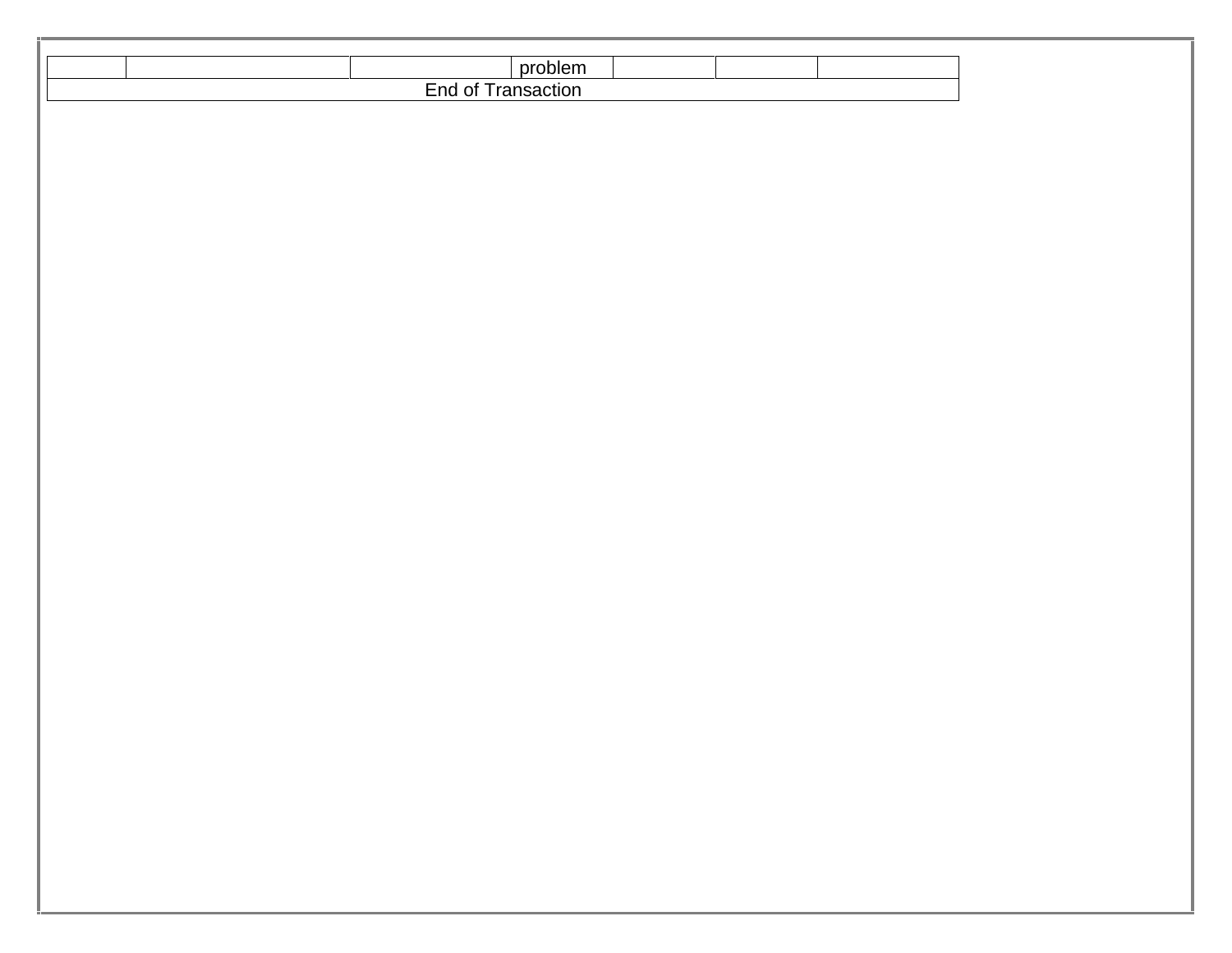| | | | | | | |
|---|---|---|---|---|---|---|
| | | | problem | | | |
| End of Transaction | | | | | | |